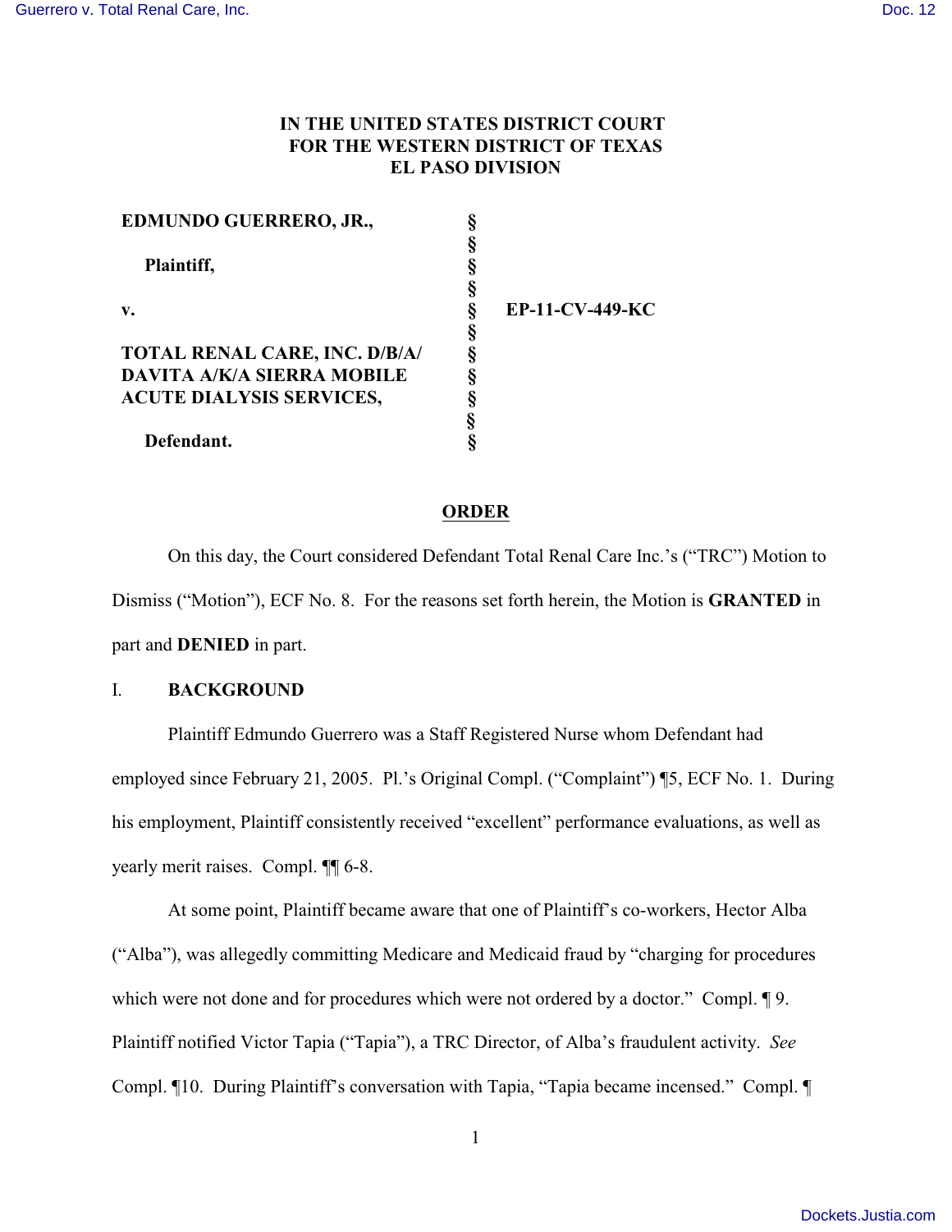# IN THE UNITED STATES DISTRICT COURT
# FOR THE WESTERN DISTRICT OF TEXAS
# EL PASO DIVISION

| | | |
|---|---|---|
| **EDMUNDO GUERRERO, JR.,** | § | |
| | § | |
| **Plaintiff,** | § | |
| | § | |
| **v.** | § | **EP-11-CV-449-KC** |
| | § | |
| **TOTAL RENAL CARE, INC. D/B/A/ DAVITA A/K/A SIERRA MOBILE ACUTE DIALYSIS SERVICES,** | § | |
| | § | |
| **Defendant.** | § | |

## ORDER

On this day, the Court considered Defendant Total Renal Care Inc.'s ("TRC") Motion to Dismiss ("Motion"), ECF No. 8. For the reasons set forth herein, the Motion is **GRANTED** in part and **DENIED** in part.

## I. BACKGROUND

Plaintiff Edmundo Guerrero was a Staff Registered Nurse whom Defendant had employed since February 21, 2005. Pl.'s Original Compl. ("Complaint") ¶5, ECF No. 1. During his employment, Plaintiff consistently received "excellent" performance evaluations, as well as yearly merit raises. Compl. ¶¶ 6-8.

At some point, Plaintiff became aware that one of Plaintiff's co-workers, Hector Alba ("Alba"), was allegedly committing Medicare and Medicaid fraud by "charging for procedures which were not done and for procedures which were not ordered by a doctor." Compl. ¶ 9. Plaintiff notified Victor Tapia ("Tapia"), a TRC Director, of Alba's fraudulent activity. *See* Compl. ¶10. During Plaintiff's conversation with Tapia, "Tapia became incensed." Compl. ¶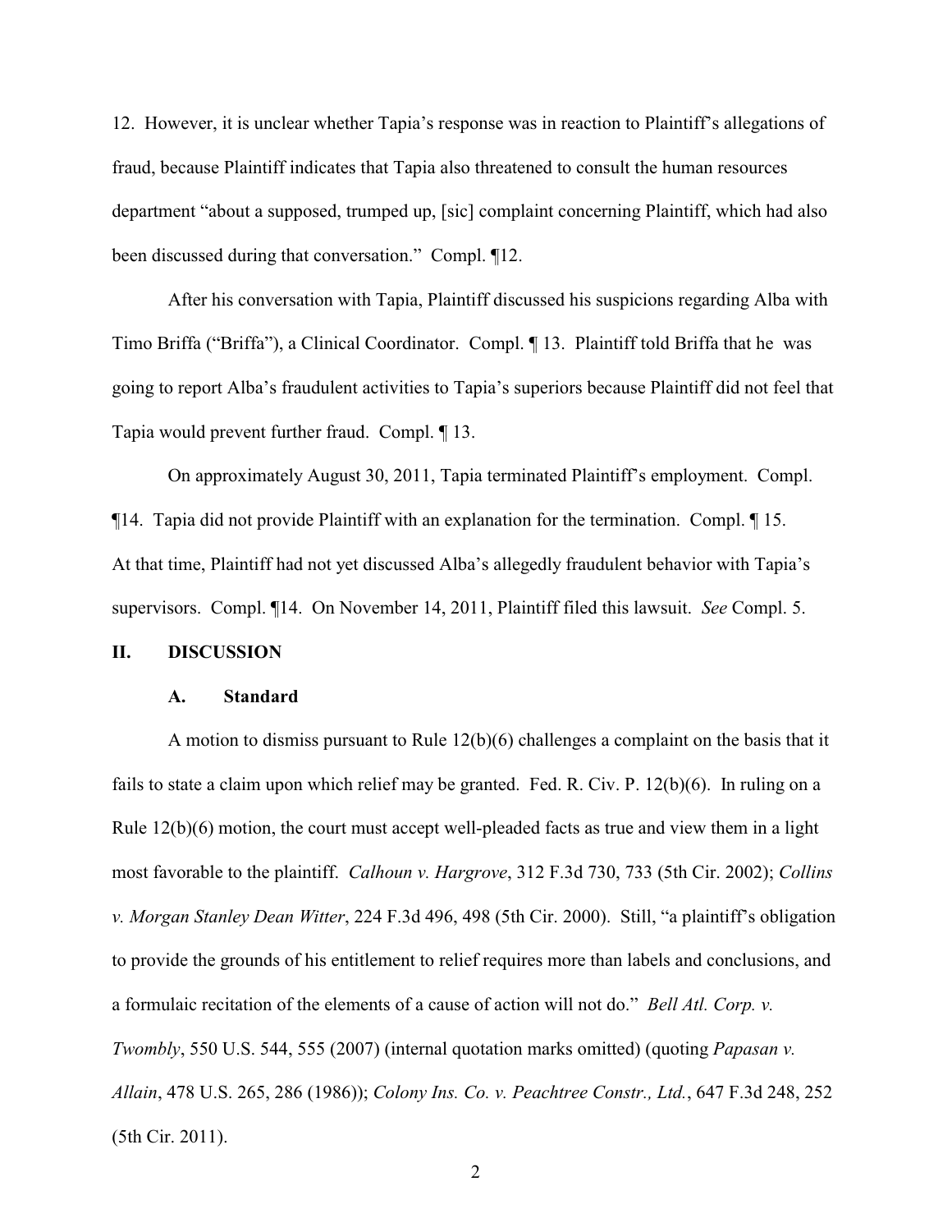12. However, it is unclear whether Tapia's response was in reaction to Plaintiff's allegations of fraud, because Plaintiff indicates that Tapia also threatened to consult the human resources department "about a supposed, trumped up, [sic] complaint concerning Plaintiff, which had also been discussed during that conversation." Compl. ¶12.

After his conversation with Tapia, Plaintiff discussed his suspicions regarding Alba with Timo Briffa ("Briffa"), a Clinical Coordinator. Compl. ¶ 13. Plaintiff told Briffa that he was going to report Alba's fraudulent activities to Tapia's superiors because Plaintiff did not feel that Tapia would prevent further fraud. Compl. ¶ 13.

On approximately August 30, 2011, Tapia terminated Plaintiff's employment. Compl. ¶14. Tapia did not provide Plaintiff with an explanation for the termination. Compl. ¶ 15. At that time, Plaintiff had not yet discussed Alba's allegedly fraudulent behavior with Tapia's supervisors. Compl. ¶14. On November 14, 2011, Plaintiff filed this lawsuit. *See* Compl. 5.

## II. DISCUSSION

### A. Standard

A motion to dismiss pursuant to Rule 12(b)(6) challenges a complaint on the basis that it fails to state a claim upon which relief may be granted. Fed. R. Civ. P. 12(b)(6). In ruling on a Rule 12(b)(6) motion, the court must accept well-pleaded facts as true and view them in a light most favorable to the plaintiff. *Calhoun v. Hargrove*, 312 F.3d 730, 733 (5th Cir. 2002); *Collins v. Morgan Stanley Dean Witter*, 224 F.3d 496, 498 (5th Cir. 2000). Still, "a plaintiff's obligation to provide the grounds of his entitlement to relief requires more than labels and conclusions, and a formulaic recitation of the elements of a cause of action will not do." *Bell Atl. Corp. v. Twombly*, 550 U.S. 544, 555 (2007) (internal quotation marks omitted) (quoting *Papasan v. Allain*, 478 U.S. 265, 286 (1986)); *Colony Ins. Co. v. Peachtree Constr., Ltd.*, 647 F.3d 248, 252 (5th Cir. 2011).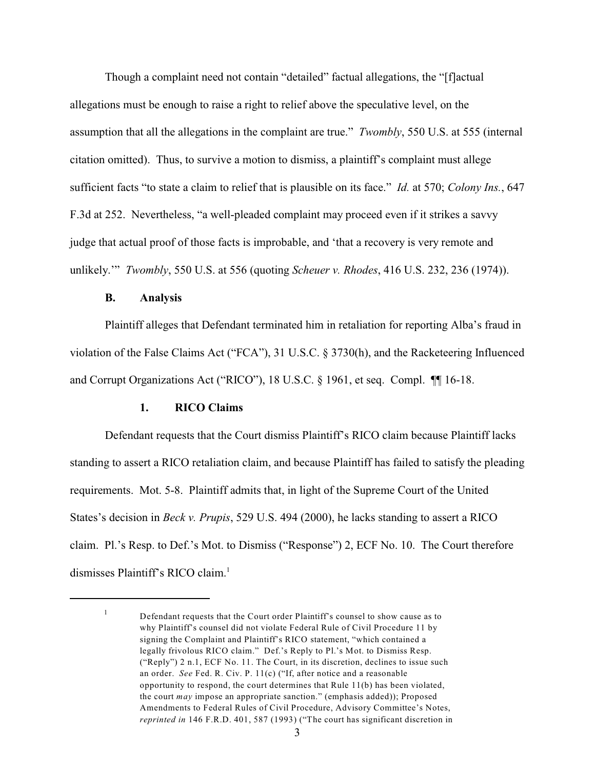Though a complaint need not contain "detailed" factual allegations, the "[f]actual allegations must be enough to raise a right to relief above the speculative level, on the assumption that all the allegations in the complaint are true." *Twombly*, 550 U.S. at 555 (internal citation omitted). Thus, to survive a motion to dismiss, a plaintiff's complaint must allege sufficient facts "to state a claim to relief that is plausible on its face." *Id.* at 570; *Colony Ins.*, 647 F.3d at 252. Nevertheless, "a well-pleaded complaint may proceed even if it strikes a savvy judge that actual proof of those facts is improbable, and 'that a recovery is very remote and unlikely.'" *Twombly*, 550 U.S. at 556 (quoting *Scheuer v. Rhodes*, 416 U.S. 232, 236 (1974)).

### B. Analysis

Plaintiff alleges that Defendant terminated him in retaliation for reporting Alba's fraud in violation of the False Claims Act ("FCA"), 31 U.S.C. § 3730(h), and the Racketeering Influenced and Corrupt Organizations Act ("RICO"), 18 U.S.C. § 1961, et seq. Compl. ¶¶ 16-18.

#### 1. RICO Claims

Defendant requests that the Court dismiss Plaintiff's RICO claim because Plaintiff lacks standing to assert a RICO retaliation claim, and because Plaintiff has failed to satisfy the pleading requirements. Mot. 5-8. Plaintiff admits that, in light of the Supreme Court of the United States's decision in *Beck v. Prupis*, 529 U.S. 494 (2000), he lacks standing to assert a RICO claim. Pl.'s Resp. to Def.'s Mot. to Dismiss ("Response") 2, ECF No. 10. The Court therefore dismisses Plaintiff's RICO claim.[1]

---

[1] Defendant requests that the Court order Plaintiff's counsel to show cause as to why Plaintiff's counsel did not violate Federal Rule of Civil Procedure 11 by signing the Complaint and Plaintiff's RICO statement, "which contained a legally frivolous RICO claim." Def.'s Reply to Pl.'s Mot. to Dismiss Resp. ("Reply") 2 n.1, ECF No. 11. The Court, in its discretion, declines to issue such an order. *See* Fed. R. Civ. P. 11(c) ("If, after notice and a reasonable opportunity to respond, the court determines that Rule 11(b) has been violated, the court *may* impose an appropriate sanction." (emphasis added)); Proposed Amendments to Federal Rules of Civil Procedure, Advisory Committee's Notes, *reprinted in* 146 F.R.D. 401, 587 (1993) ("The court has significant discretion in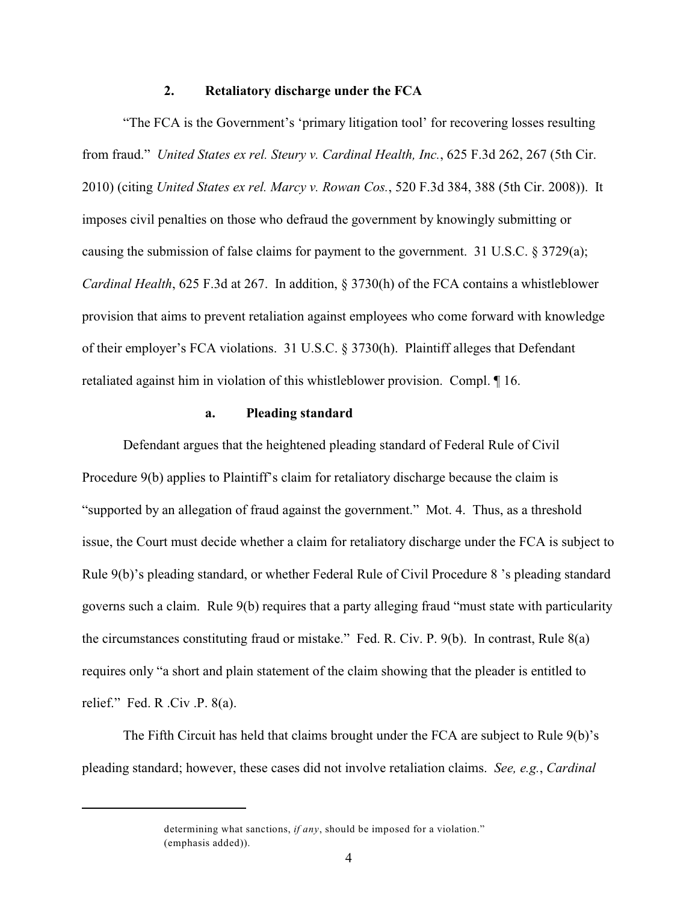### 2. Retaliatory discharge under the FCA

"The FCA is the Government's 'primary litigation tool' for recovering losses resulting from fraud." *United States ex rel. Steury v. Cardinal Health, Inc.*, 625 F.3d 262, 267 (5th Cir. 2010) (citing *United States ex rel. Marcy v. Rowan Cos.*, 520 F.3d 384, 388 (5th Cir. 2008)). It imposes civil penalties on those who defraud the government by knowingly submitting or causing the submission of false claims for payment to the government. 31 U.S.C. § 3729(a); *Cardinal Health*, 625 F.3d at 267. In addition, § 3730(h) of the FCA contains a whistleblower provision that aims to prevent retaliation against employees who come forward with knowledge of their employer's FCA violations. 31 U.S.C. § 3730(h). Plaintiff alleges that Defendant retaliated against him in violation of this whistleblower provision. Compl. ¶ 16.

#### a. Pleading standard

Defendant argues that the heightened pleading standard of Federal Rule of Civil Procedure 9(b) applies to Plaintiff's claim for retaliatory discharge because the claim is "supported by an allegation of fraud against the government." Mot. 4. Thus, as a threshold issue, the Court must decide whether a claim for retaliatory discharge under the FCA is subject to Rule 9(b)'s pleading standard, or whether Federal Rule of Civil Procedure 8 's pleading standard governs such a claim. Rule 9(b) requires that a party alleging fraud "must state with particularity the circumstances constituting fraud or mistake." Fed. R. Civ. P. 9(b). In contrast, Rule 8(a) requires only "a short and plain statement of the claim showing that the pleader is entitled to relief." Fed. R .Civ .P. 8(a).

The Fifth Circuit has held that claims brought under the FCA are subject to Rule 9(b)'s pleading standard; however, these cases did not involve retaliation claims. *See, e.g.*, *Cardinal*

---

determining what sanctions, *if any*, should be imposed for a violation." (emphasis added)).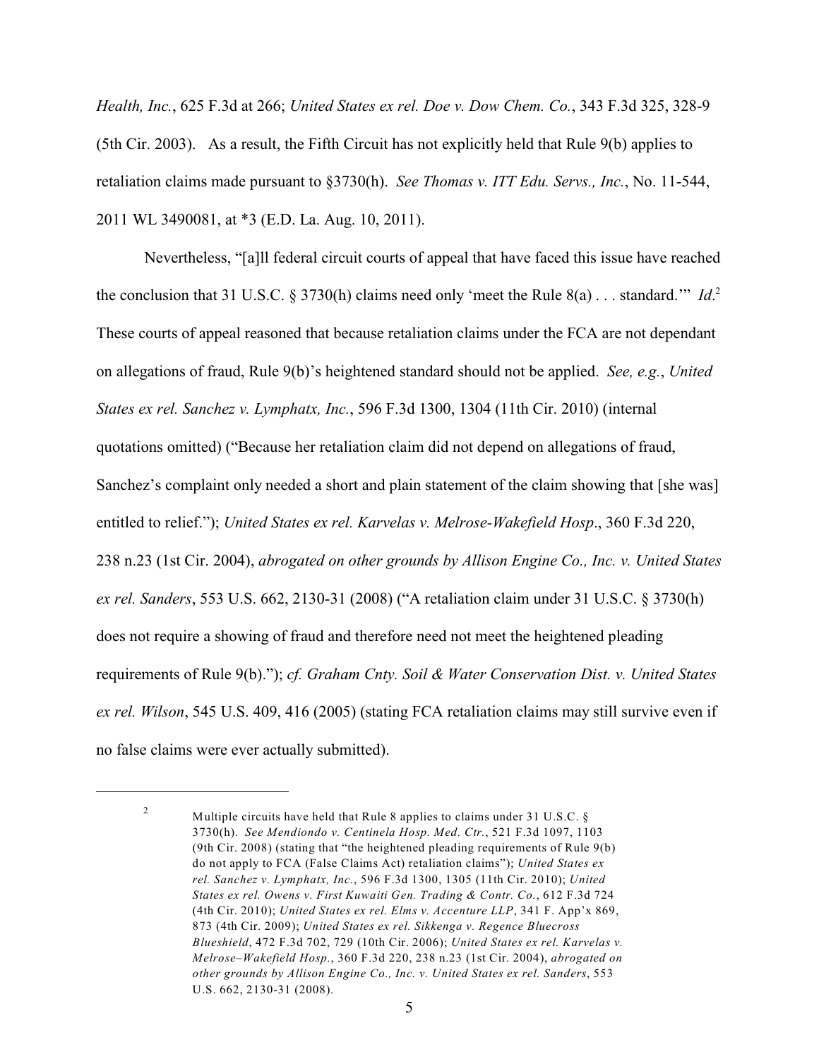*Health, Inc.*, 625 F.3d at 266; *United States ex rel. Doe v. Dow Chem. Co.*, 343 F.3d 325, 328-9 (5th Cir. 2003). As a result, the Fifth Circuit has not explicitly held that Rule 9(b) applies to retaliation claims made pursuant to §3730(h). *See Thomas v. ITT Edu. Servs., Inc.*, No. 11-544, 2011 WL 3490081, at *3 (E.D. La. Aug. 10, 2011).

Nevertheless, "[a]ll federal circuit courts of appeal that have faced this issue have reached the conclusion that 31 U.S.C. § 3730(h) claims need only 'meet the Rule 8(a) . . . standard.'" *Id*.[2] These courts of appeal reasoned that because retaliation claims under the FCA are not dependant on allegations of fraud, Rule 9(b)'s heightened standard should not be applied. *See, e.g.*, *United States ex rel. Sanchez v. Lymphatx, Inc.*, 596 F.3d 1300, 1304 (11th Cir. 2010) (internal quotations omitted) ("Because her retaliation claim did not depend on allegations of fraud, Sanchez's complaint only needed a short and plain statement of the claim showing that [she was] entitled to relief."); *United States ex rel. Karvelas v. Melrose-Wakefield Hosp*., 360 F.3d 220, 238 n.23 (1st Cir. 2004), *abrogated on other grounds by Allison Engine Co., Inc. v. United States ex rel. Sanders*, 553 U.S. 662, 2130-31 (2008) ("A retaliation claim under 31 U.S.C. § 3730(h) does not require a showing of fraud and therefore need not meet the heightened pleading requirements of Rule 9(b)."); *cf. Graham Cnty. Soil & Water Conservation Dist. v. United States ex rel. Wilson*, 545 U.S. 409, 416 (2005) (stating FCA retaliation claims may still survive even if no false claims were ever actually submitted).

---

[2] Multiple circuits have held that Rule 8 applies to claims under 31 U.S.C. § 3730(h). *See Mendiondo v. Centinela Hosp. Med. Ctr.*, 521 F.3d 1097, 1103 (9th Cir. 2008) (stating that "the heightened pleading requirements of Rule 9(b) do not apply to FCA (False Claims Act) retaliation claims"); *United States ex rel. Sanchez v. Lymphatx, Inc.*, 596 F.3d 1300, 1305 (11th Cir. 2010); *United States ex rel. Owens v. First Kuwaiti Gen. Trading & Contr. Co.*, 612 F.3d 724 (4th Cir. 2010); *United States ex rel. Elms v. Accenture LLP*, 341 F. App'x 869, 873 (4th Cir. 2009); *United States ex rel. Sikkenga v. Regence Bluecross Blueshield*, 472 F.3d 702, 729 (10th Cir. 2006); *United States ex rel. Karvelas v. Melrose–Wakefield Hosp.*, 360 F.3d 220, 238 n.23 (1st Cir. 2004), *abrogated on other grounds by Allison Engine Co., Inc. v. United States ex rel. Sanders*, 553 U.S. 662, 2130-31 (2008).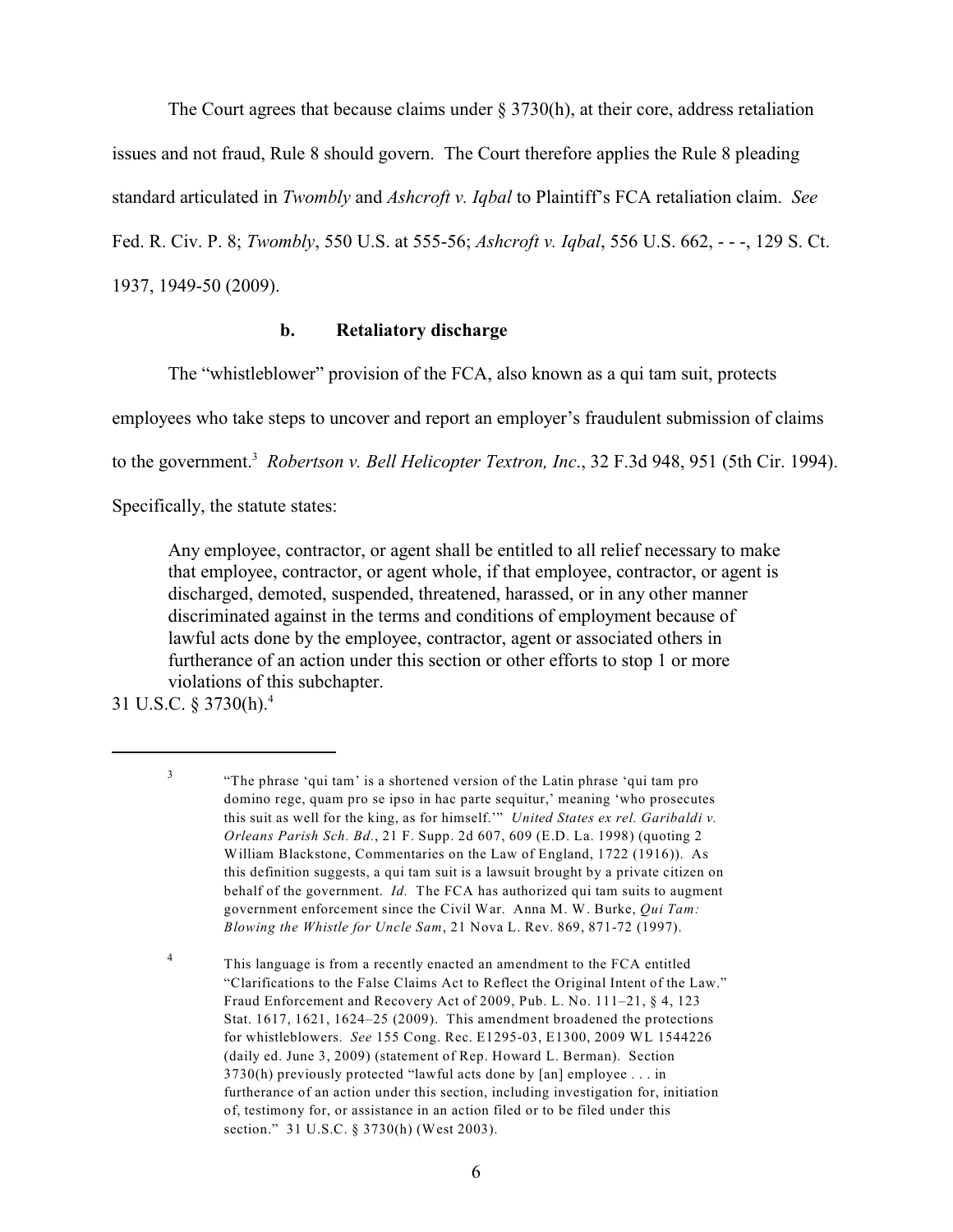The Court agrees that because claims under § 3730(h), at their core, address retaliation issues and not fraud, Rule 8 should govern. The Court therefore applies the Rule 8 pleading standard articulated in *Twombly* and *Ashcroft v. Iqbal* to Plaintiff's FCA retaliation claim. *See* Fed. R. Civ. P. 8; *Twombly*, 550 U.S. at 555-56; *Ashcroft v. Iqbal*, 556 U.S. 662, - - -, 129 S. Ct. 1937, 1949-50 (2009).

### b. Retaliatory discharge

The "whistleblower" provision of the FCA, also known as a qui tam suit, protects employees who take steps to uncover and report an employer's fraudulent submission of claims to the government.[3] *Robertson v. Bell Helicopter Textron, Inc*., 32 F.3d 948, 951 (5th Cir. 1994). Specifically, the statute states:

> Any employee, contractor, or agent shall be entitled to all relief necessary to make that employee, contractor, or agent whole, if that employee, contractor, or agent is discharged, demoted, suspended, threatened, harassed, or in any other manner discriminated against in the terms and conditions of employment because of lawful acts done by the employee, contractor, agent or associated others in furtherance of an action under this section or other efforts to stop 1 or more violations of this subchapter.

31 U.S.C. § 3730(h).[4]

---

[3] "The phrase 'qui tam' is a shortened version of the Latin phrase 'qui tam pro domino rege, quam pro se ipso in hac parte sequitur,' meaning 'who prosecutes this suit as well for the king, as for himself.'" *United States ex rel. Garibaldi v. Orleans Parish Sch. Bd.*, 21 F. Supp. 2d 607, 609 (E.D. La. 1998) (quoting 2 William Blackstone, Commentaries on the Law of England, 1722 (1916)). As this definition suggests, a qui tam suit is a lawsuit brought by a private citizen on behalf of the government. *Id.* The FCA has authorized qui tam suits to augment government enforcement since the Civil War. Anna M. W. Burke, *Qui Tam: Blowing the Whistle for Uncle Sam*, 21 Nova L. Rev. 869, 871-72 (1997).

[4] This language is from a recently enacted an amendment to the FCA entitled "Clarifications to the False Claims Act to Reflect the Original Intent of the Law." Fraud Enforcement and Recovery Act of 2009, Pub. L. No. 111–21, § 4, 123 Stat. 1617, 1621, 1624–25 (2009). This amendment broadened the protections for whistleblowers. *See* 155 Cong. Rec. E1295-03, E1300, 2009 WL 1544226 (daily ed. June 3, 2009) (statement of Rep. Howard L. Berman). Section 3730(h) previously protected "lawful acts done by [an] employee . . . in furtherance of an action under this section, including investigation for, initiation of, testimony for, or assistance in an action filed or to be filed under this section." 31 U.S.C. § 3730(h) (West 2003).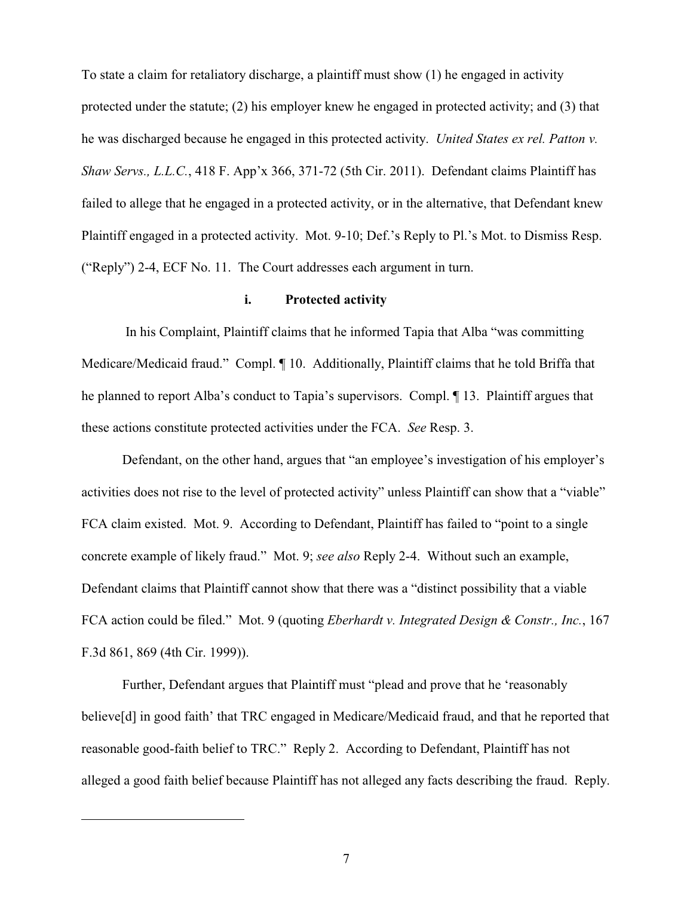To state a claim for retaliatory discharge, a plaintiff must show (1) he engaged in activity protected under the statute; (2) his employer knew he engaged in protected activity; and (3) that he was discharged because he engaged in this protected activity. *United States ex rel. Patton v. Shaw Servs., L.L.C.*, 418 F. App'x 366, 371-72 (5th Cir. 2011). Defendant claims Plaintiff has failed to allege that he engaged in a protected activity, or in the alternative, that Defendant knew Plaintiff engaged in a protected activity. Mot. 9-10; Def.'s Reply to Pl.'s Mot. to Dismiss Resp. ("Reply") 2-4, ECF No. 11. The Court addresses each argument in turn.

#### i. Protected activity

In his Complaint, Plaintiff claims that he informed Tapia that Alba "was committing Medicare/Medicaid fraud." Compl. ¶ 10. Additionally, Plaintiff claims that he told Briffa that he planned to report Alba's conduct to Tapia's supervisors. Compl. ¶ 13. Plaintiff argues that these actions constitute protected activities under the FCA. *See* Resp. 3.

Defendant, on the other hand, argues that "an employee's investigation of his employer's activities does not rise to the level of protected activity" unless Plaintiff can show that a "viable" FCA claim existed. Mot. 9. According to Defendant, Plaintiff has failed to "point to a single concrete example of likely fraud." Mot. 9; *see also* Reply 2-4. Without such an example, Defendant claims that Plaintiff cannot show that there was a "distinct possibility that a viable FCA action could be filed." Mot. 9 (quoting *Eberhardt v. Integrated Design & Constr., Inc.*, 167 F.3d 861, 869 (4th Cir. 1999)).

Further, Defendant argues that Plaintiff must "plead and prove that he 'reasonably believe[d] in good faith' that TRC engaged in Medicare/Medicaid fraud, and that he reported that reasonable good-faith belief to TRC." Reply 2. According to Defendant, Plaintiff has not alleged a good faith belief because Plaintiff has not alleged any facts describing the fraud. Reply.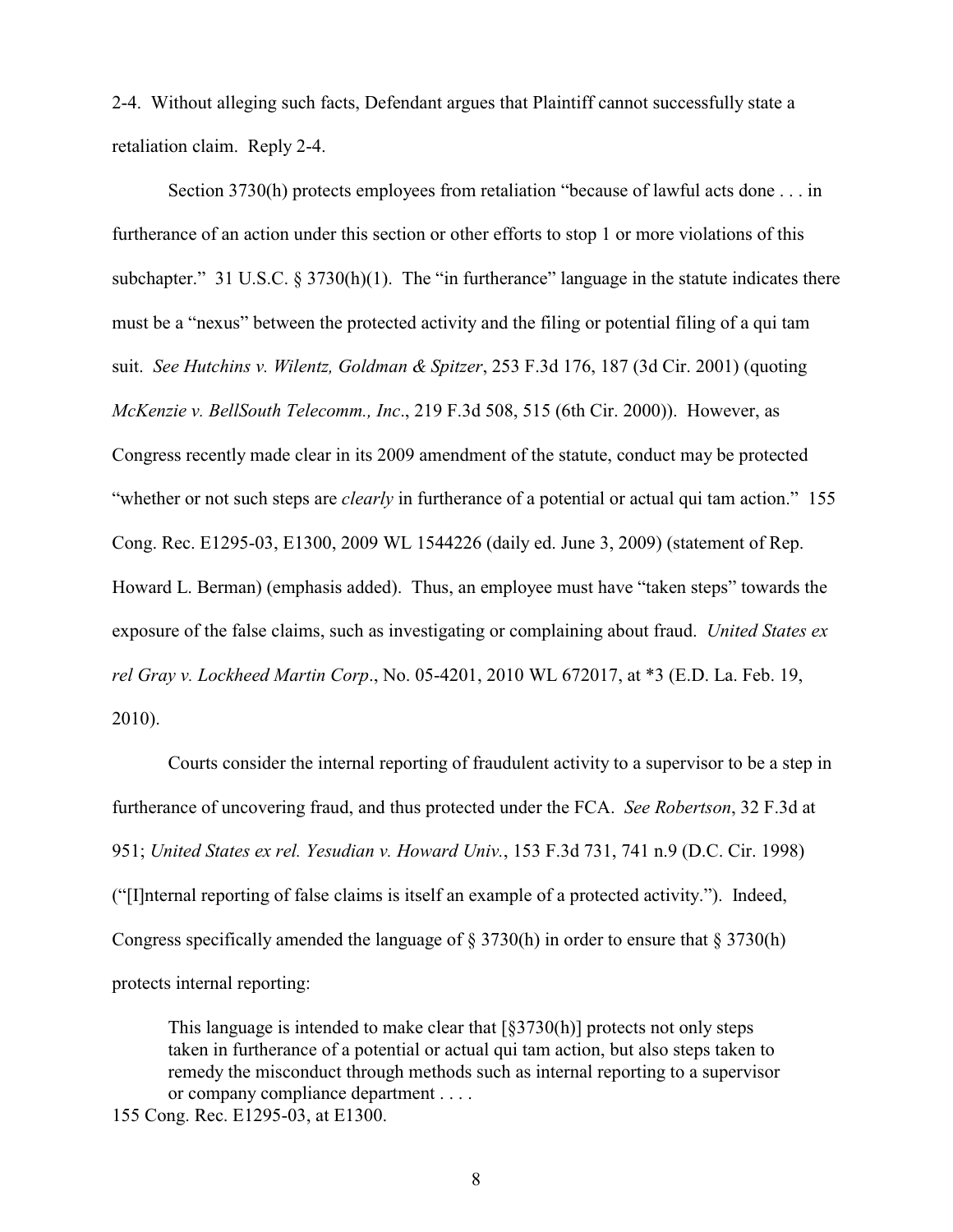2-4. Without alleging such facts, Defendant argues that Plaintiff cannot successfully state a retaliation claim. Reply 2-4.

Section 3730(h) protects employees from retaliation "because of lawful acts done . . . in furtherance of an action under this section or other efforts to stop 1 or more violations of this subchapter." 31 U.S.C. § 3730(h)(1). The "in furtherance" language in the statute indicates there must be a "nexus" between the protected activity and the filing or potential filing of a qui tam suit. *See Hutchins v. Wilentz, Goldman & Spitzer*, 253 F.3d 176, 187 (3d Cir. 2001) (quoting *McKenzie v. BellSouth Telecomm., Inc*., 219 F.3d 508, 515 (6th Cir. 2000)). However, as Congress recently made clear in its 2009 amendment of the statute, conduct may be protected "whether or not such steps are *clearly* in furtherance of a potential or actual qui tam action." 155 Cong. Rec. E1295-03, E1300, 2009 WL 1544226 (daily ed. June 3, 2009) (statement of Rep. Howard L. Berman) (emphasis added). Thus, an employee must have "taken steps" towards the exposure of the false claims, such as investigating or complaining about fraud. *United States ex rel Gray v. Lockheed Martin Corp*., No. 05-4201, 2010 WL 672017, at *3 (E.D. La. Feb. 19, 2010).

Courts consider the internal reporting of fraudulent activity to a supervisor to be a step in furtherance of uncovering fraud, and thus protected under the FCA. *See Robertson*, 32 F.3d at 951; *United States ex rel. Yesudian v. Howard Univ.*, 153 F.3d 731, 741 n.9 (D.C. Cir. 1998) ("[I]nternal reporting of false claims is itself an example of a protected activity."). Indeed, Congress specifically amended the language of § 3730(h) in order to ensure that § 3730(h) protects internal reporting:

> This language is intended to make clear that [§3730(h)] protects not only steps taken in furtherance of a potential or actual qui tam action, but also steps taken to remedy the misconduct through methods such as internal reporting to a supervisor or company compliance department . . . .

155 Cong. Rec. E1295-03, at E1300.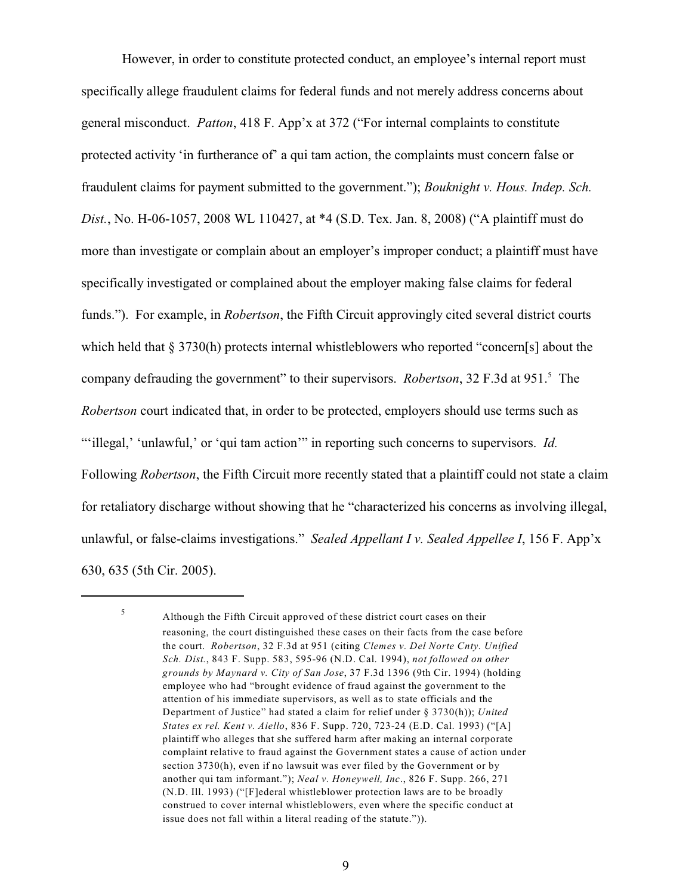However, in order to constitute protected conduct, an employee's internal report must specifically allege fraudulent claims for federal funds and not merely address concerns about general misconduct. *Patton*, 418 F. App'x at 372 ("For internal complaints to constitute protected activity 'in furtherance of' a qui tam action, the complaints must concern false or fraudulent claims for payment submitted to the government."); *Bouknight v. Hous. Indep. Sch. Dist.*, No. H-06-1057, 2008 WL 110427, at *4 (S.D. Tex. Jan. 8, 2008) ("A plaintiff must do more than investigate or complain about an employer's improper conduct; a plaintiff must have specifically investigated or complained about the employer making false claims for federal funds."). For example, in *Robertson*, the Fifth Circuit approvingly cited several district courts which held that § 3730(h) protects internal whistleblowers who reported "concern[s] about the company defrauding the government" to their supervisors. *Robertson*, 32 F.3d at 951.[5] The *Robertson* court indicated that, in order to be protected, employers should use terms such as "'illegal,' 'unlawful,' or 'qui tam action'" in reporting such concerns to supervisors. *Id.* Following *Robertson*, the Fifth Circuit more recently stated that a plaintiff could not state a claim for retaliatory discharge without showing that he "characterized his concerns as involving illegal, unlawful, or false-claims investigations." *Sealed Appellant I v. Sealed Appellee I*, 156 F. App'x 630, 635 (5th Cir. 2005).

---

[5] Although the Fifth Circuit approved of these district court cases on their reasoning, the court distinguished these cases on their facts from the case before the court. *Robertson*, 32 F.3d at 951 (citing *Clemes v. Del Norte Cnty. Unified Sch. Dist.*, 843 F. Supp. 583, 595-96 (N.D. Cal. 1994), *not followed on other grounds by Maynard v. City of San Jose*, 37 F.3d 1396 (9th Cir. 1994) (holding employee who had "brought evidence of fraud against the government to the attention of his immediate supervisors, as well as to state officials and the Department of Justice" had stated a claim for relief under § 3730(h)); *United States ex rel. Kent v. Aiello*, 836 F. Supp. 720, 723-24 (E.D. Cal. 1993) ("[A] plaintiff who alleges that she suffered harm after making an internal corporate complaint relative to fraud against the Government states a cause of action under section 3730(h), even if no lawsuit was ever filed by the Government or by another qui tam informant."); *Neal v. Honeywell, Inc*., 826 F. Supp. 266, 271 (N.D. Ill. 1993) ("[F]ederal whistleblower protection laws are to be broadly construed to cover internal whistleblowers, even where the specific conduct at issue does not fall within a literal reading of the statute.")).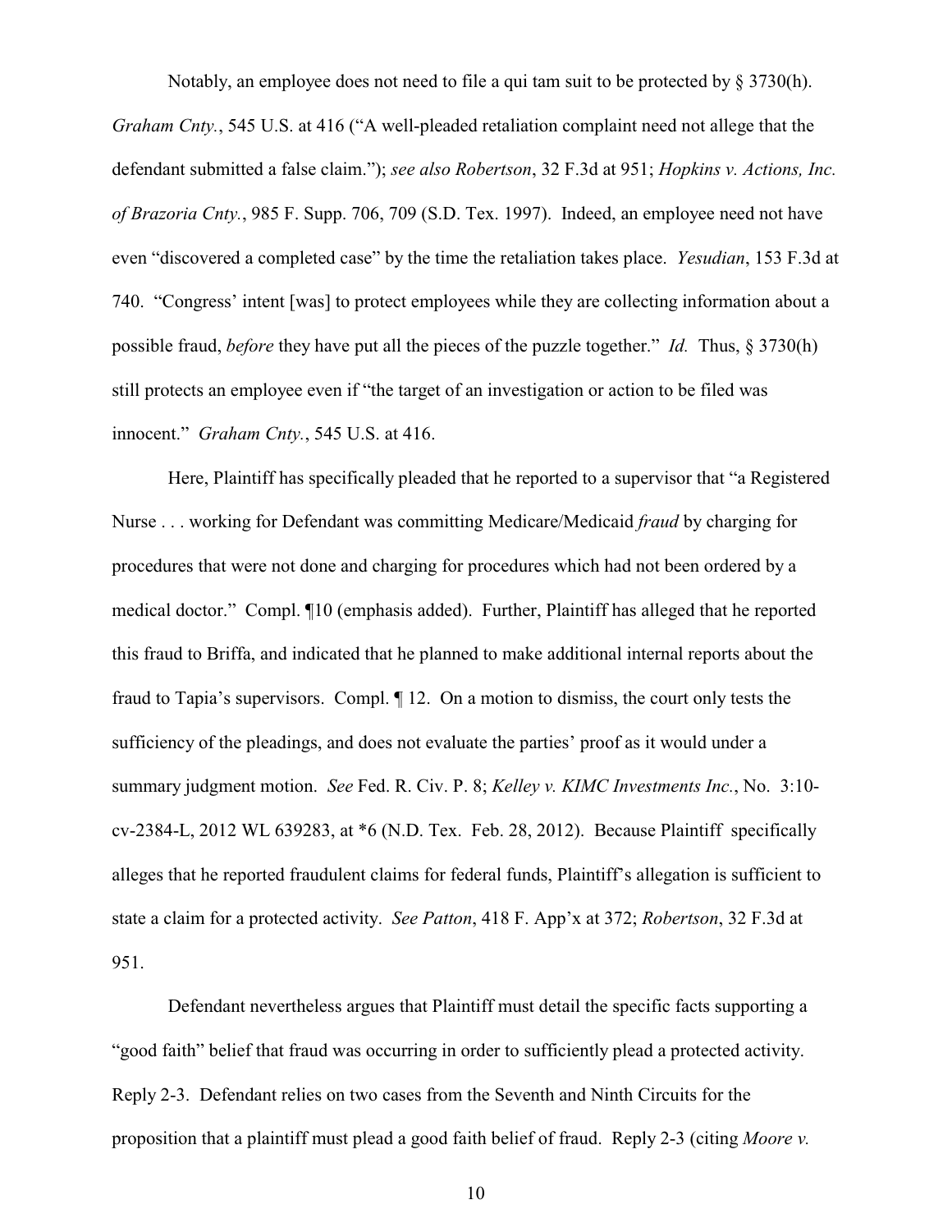Notably, an employee does not need to file a qui tam suit to be protected by § 3730(h). *Graham Cnty.*, 545 U.S. at 416 ("A well-pleaded retaliation complaint need not allege that the defendant submitted a false claim."); *see also Robertson*, 32 F.3d at 951; *Hopkins v. Actions, Inc. of Brazoria Cnty.*, 985 F. Supp. 706, 709 (S.D. Tex. 1997). Indeed, an employee need not have even "discovered a completed case" by the time the retaliation takes place. *Yesudian*, 153 F.3d at 740. "Congress' intent [was] to protect employees while they are collecting information about a possible fraud, *before* they have put all the pieces of the puzzle together." *Id.* Thus, § 3730(h) still protects an employee even if "the target of an investigation or action to be filed was innocent." *Graham Cnty.*, 545 U.S. at 416.

Here, Plaintiff has specifically pleaded that he reported to a supervisor that "a Registered Nurse . . . working for Defendant was committing Medicare/Medicaid *fraud* by charging for procedures that were not done and charging for procedures which had not been ordered by a medical doctor." Compl. ¶10 (emphasis added). Further, Plaintiff has alleged that he reported this fraud to Briffa, and indicated that he planned to make additional internal reports about the fraud to Tapia's supervisors. Compl. ¶ 12. On a motion to dismiss, the court only tests the sufficiency of the pleadings, and does not evaluate the parties' proof as it would under a summary judgment motion. *See* Fed. R. Civ. P. 8; *Kelley v. KIMC Investments Inc.*, No. 3:10-cv-2384-L, 2012 WL 639283, at *6 (N.D. Tex. Feb. 28, 2012). Because Plaintiff specifically alleges that he reported fraudulent claims for federal funds, Plaintiff's allegation is sufficient to state a claim for a protected activity. *See Patton*, 418 F. App'x at 372; *Robertson*, 32 F.3d at 951.

Defendant nevertheless argues that Plaintiff must detail the specific facts supporting a "good faith" belief that fraud was occurring in order to sufficiently plead a protected activity. Reply 2-3. Defendant relies on two cases from the Seventh and Ninth Circuits for the proposition that a plaintiff must plead a good faith belief of fraud. Reply 2-3 (citing *Moore v.*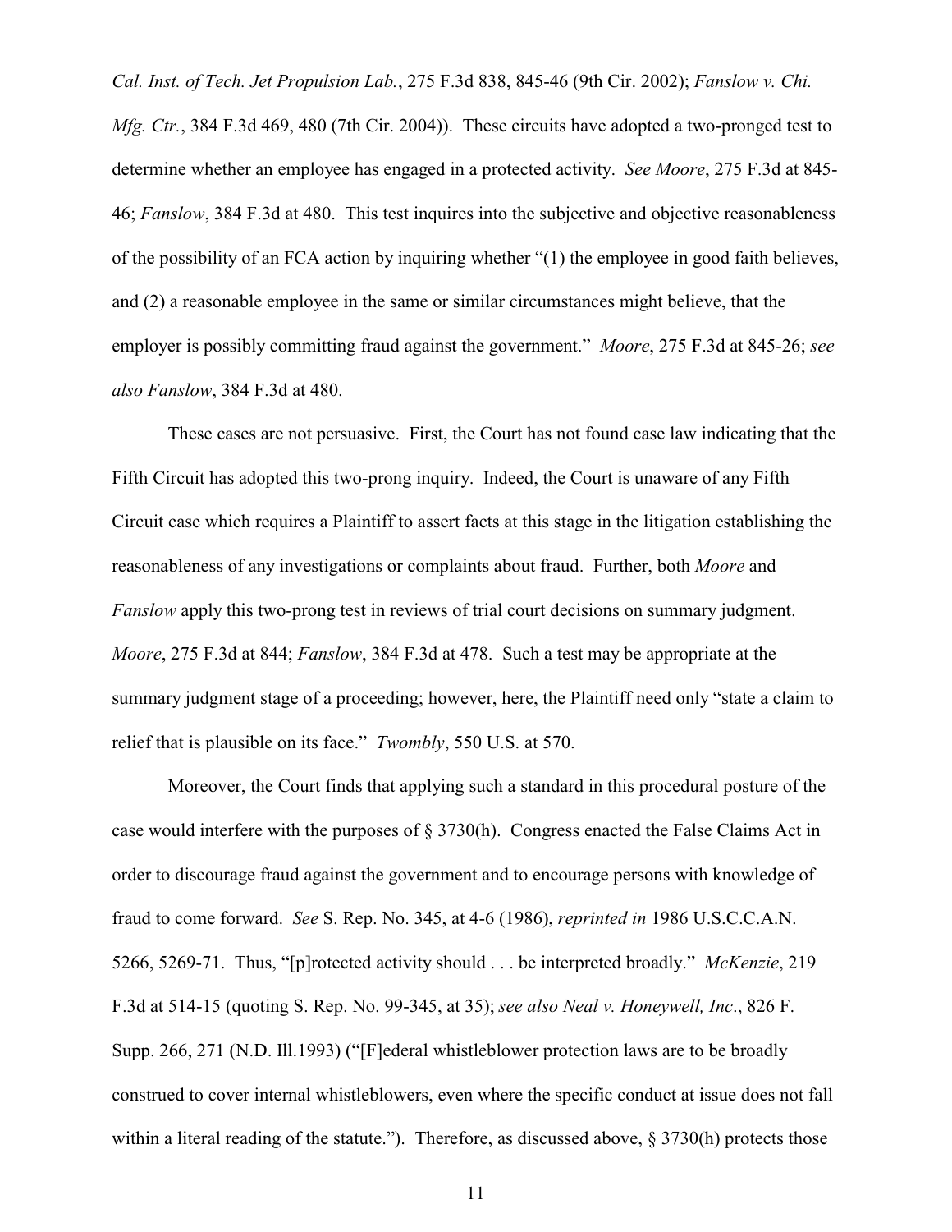*Cal. Inst. of Tech. Jet Propulsion Lab.*, 275 F.3d 838, 845-46 (9th Cir. 2002); *Fanslow v. Chi. Mfg. Ctr.*, 384 F.3d 469, 480 (7th Cir. 2004)). These circuits have adopted a two-pronged test to determine whether an employee has engaged in a protected activity. *See Moore*, 275 F.3d at 845-46; *Fanslow*, 384 F.3d at 480. This test inquires into the subjective and objective reasonableness of the possibility of an FCA action by inquiring whether "(1) the employee in good faith believes, and (2) a reasonable employee in the same or similar circumstances might believe, that the employer is possibly committing fraud against the government." *Moore*, 275 F.3d at 845-26; *see also Fanslow*, 384 F.3d at 480.

These cases are not persuasive. First, the Court has not found case law indicating that the Fifth Circuit has adopted this two-prong inquiry. Indeed, the Court is unaware of any Fifth Circuit case which requires a Plaintiff to assert facts at this stage in the litigation establishing the reasonableness of any investigations or complaints about fraud. Further, both *Moore* and *Fanslow* apply this two-prong test in reviews of trial court decisions on summary judgment. *Moore*, 275 F.3d at 844; *Fanslow*, 384 F.3d at 478. Such a test may be appropriate at the summary judgment stage of a proceeding; however, here, the Plaintiff need only "state a claim to relief that is plausible on its face." *Twombly*, 550 U.S. at 570.

Moreover, the Court finds that applying such a standard in this procedural posture of the case would interfere with the purposes of § 3730(h). Congress enacted the False Claims Act in order to discourage fraud against the government and to encourage persons with knowledge of fraud to come forward. *See* S. Rep. No. 345, at 4-6 (1986), *reprinted in* 1986 U.S.C.C.A.N. 5266, 5269-71. Thus, "[p]rotected activity should . . . be interpreted broadly." *McKenzie*, 219 F.3d at 514-15 (quoting S. Rep. No. 99-345, at 35); *see also Neal v. Honeywell, Inc*., 826 F. Supp. 266, 271 (N.D. Ill.1993) ("[F]ederal whistleblower protection laws are to be broadly construed to cover internal whistleblowers, even where the specific conduct at issue does not fall within a literal reading of the statute."). Therefore, as discussed above, § 3730(h) protects those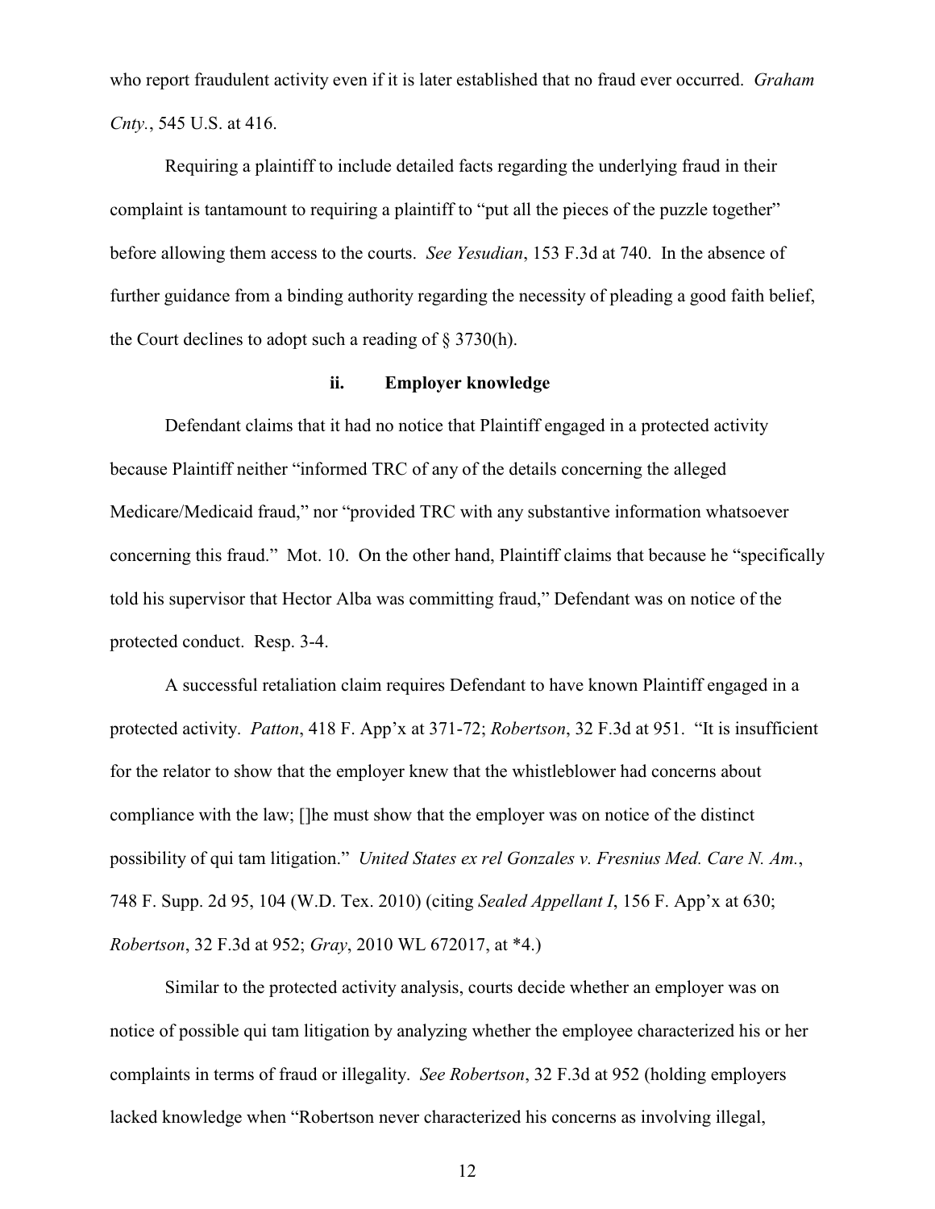who report fraudulent activity even if it is later established that no fraud ever occurred. *Graham Cnty.*, 545 U.S. at 416.

Requiring a plaintiff to include detailed facts regarding the underlying fraud in their complaint is tantamount to requiring a plaintiff to "put all the pieces of the puzzle together" before allowing them access to the courts. *See Yesudian*, 153 F.3d at 740. In the absence of further guidance from a binding authority regarding the necessity of pleading a good faith belief, the Court declines to adopt such a reading of § 3730(h).

**ii. Employer knowledge**

Defendant claims that it had no notice that Plaintiff engaged in a protected activity because Plaintiff neither "informed TRC of any of the details concerning the alleged Medicare/Medicaid fraud," nor "provided TRC with any substantive information whatsoever concerning this fraud." Mot. 10. On the other hand, Plaintiff claims that because he "specifically told his supervisor that Hector Alba was committing fraud," Defendant was on notice of the protected conduct. Resp. 3-4.

A successful retaliation claim requires Defendant to have known Plaintiff engaged in a protected activity. *Patton*, 418 F. App'x at 371-72; *Robertson*, 32 F.3d at 951. "It is insufficient for the relator to show that the employer knew that the whistleblower had concerns about compliance with the law; []he must show that the employer was on notice of the distinct possibility of qui tam litigation." *United States ex rel Gonzales v. Fresnius Med. Care N. Am.*, 748 F. Supp. 2d 95, 104 (W.D. Tex. 2010) (citing *Sealed Appellant I*, 156 F. App'x at 630; *Robertson*, 32 F.3d at 952; *Gray*, 2010 WL 672017, at *4.)

Similar to the protected activity analysis, courts decide whether an employer was on notice of possible qui tam litigation by analyzing whether the employee characterized his or her complaints in terms of fraud or illegality. *See Robertson*, 32 F.3d at 952 (holding employers lacked knowledge when "Robertson never characterized his concerns as involving illegal,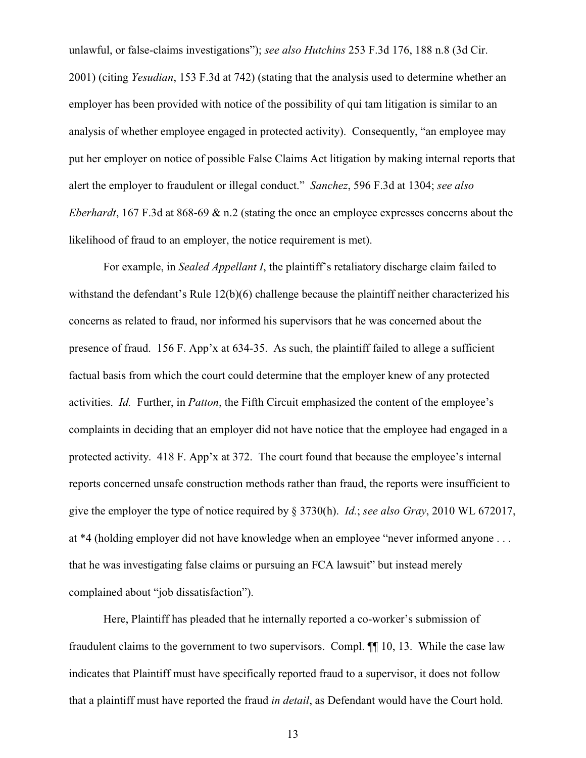unlawful, or false-claims investigations"); *see also Hutchins* 253 F.3d 176, 188 n.8 (3d Cir. 2001) (citing *Yesudian*, 153 F.3d at 742) (stating that the analysis used to determine whether an employer has been provided with notice of the possibility of qui tam litigation is similar to an analysis of whether employee engaged in protected activity). Consequently, "an employee may put her employer on notice of possible False Claims Act litigation by making internal reports that alert the employer to fraudulent or illegal conduct." *Sanchez*, 596 F.3d at 1304; *see also Eberhardt*, 167 F.3d at 868-69 & n.2 (stating the once an employee expresses concerns about the likelihood of fraud to an employer, the notice requirement is met).

For example, in *Sealed Appellant I*, the plaintiff's retaliatory discharge claim failed to withstand the defendant's Rule 12(b)(6) challenge because the plaintiff neither characterized his concerns as related to fraud, nor informed his supervisors that he was concerned about the presence of fraud. 156 F. App'x at 634-35. As such, the plaintiff failed to allege a sufficient factual basis from which the court could determine that the employer knew of any protected activities. *Id.* Further, in *Patton*, the Fifth Circuit emphasized the content of the employee's complaints in deciding that an employer did not have notice that the employee had engaged in a protected activity. 418 F. App'x at 372. The court found that because the employee's internal reports concerned unsafe construction methods rather than fraud, the reports were insufficient to give the employer the type of notice required by § 3730(h). *Id.*; *see also Gray*, 2010 WL 672017, at *4 (holding employer did not have knowledge when an employee "never informed anyone . . . that he was investigating false claims or pursuing an FCA lawsuit" but instead merely complained about "job dissatisfaction").

Here, Plaintiff has pleaded that he internally reported a co-worker's submission of fraudulent claims to the government to two supervisors. Compl. ¶¶ 10, 13. While the case law indicates that Plaintiff must have specifically reported fraud to a supervisor, it does not follow that a plaintiff must have reported the fraud *in detail*, as Defendant would have the Court hold.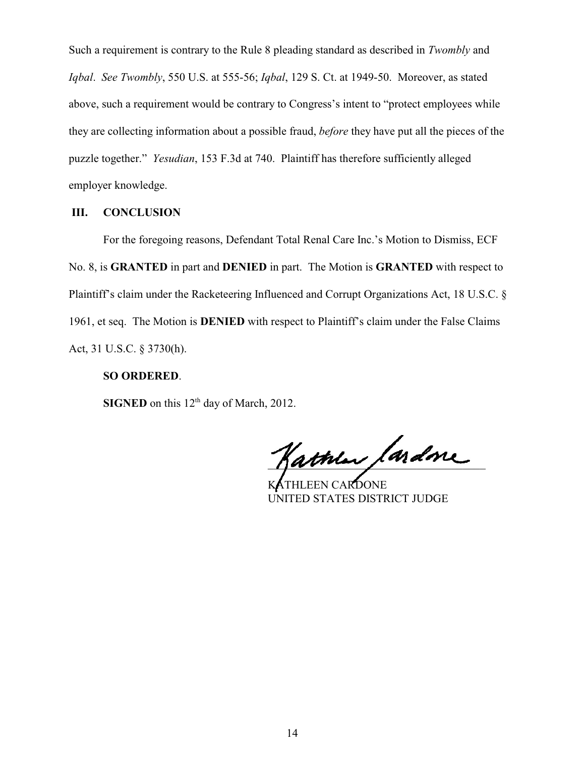Such a requirement is contrary to the Rule 8 pleading standard as described in *Twombly* and *Iqbal*. *See Twombly*, 550 U.S. at 555-56; *Iqbal*, 129 S. Ct. at 1949-50. Moreover, as stated above, such a requirement would be contrary to Congress's intent to "protect employees while they are collecting information about a possible fraud, *before* they have put all the pieces of the puzzle together." *Yesudian*, 153 F.3d at 740. Plaintiff has therefore sufficiently alleged employer knowledge.

## III. CONCLUSION

For the foregoing reasons, Defendant Total Renal Care Inc.'s Motion to Dismiss, ECF No. 8, is **GRANTED** in part and **DENIED** in part. The Motion is **GRANTED** with respect to Plaintiff's claim under the Racketeering Influenced and Corrupt Organizations Act, 18 U.S.C. § 1961, et seq. The Motion is **DENIED** with respect to Plaintiff's claim under the False Claims Act, 31 U.S.C. § 3730(h).

**SO ORDERED**.

**SIGNED** on this 12th day of March, 2012.

KATHLEEN CARDONE
UNITED STATES DISTRICT JUDGE